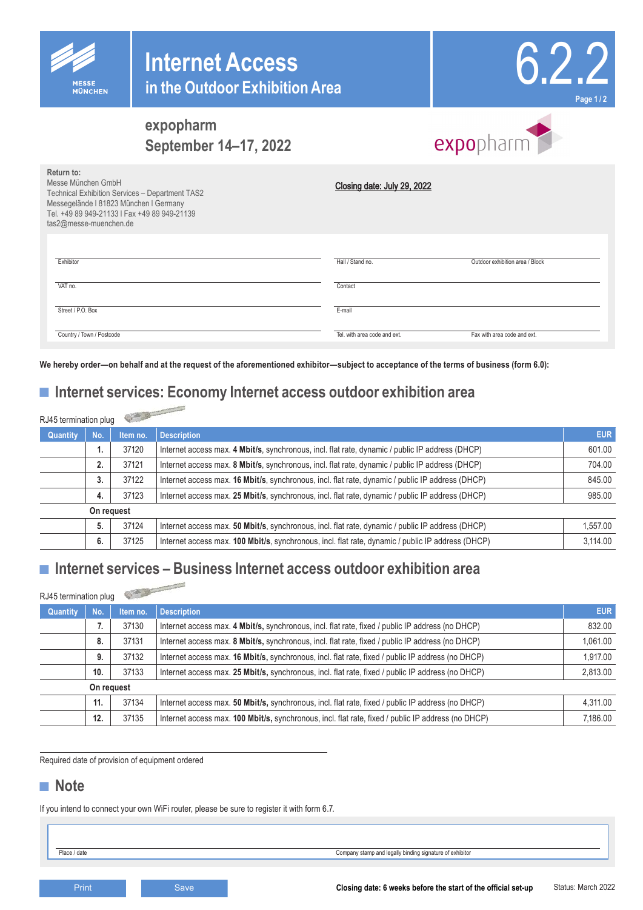# Internet Access
## in the Outdoor Exhibition Area

6.2.2

MESSE MÜNCHEN

**expopharm**
**September 14–17, 2022**

**Return to:**
Messe München GmbH
Technical Exhibition Services – Department TAS2
Messegelände I 81823 München I Germany
Tel. +49 89 949-21133 I Fax +49 89 949-21139
tas2@messe-muenchen.de

**Closing date: July 29, 2022**

| | | |
|---|---|---|
| Exhibitor | Hall / Stand no. | Outdoor exhibition area / Block |
| VAT no. | Contact | |
| Street / P.O. Box | E-mail | |
| Country / Town / Postcode | Tel. with area code and ext. | Fax with area code and ext. |

**We hereby order—on behalf and at the request of the aforementioned exhibitor—subject to acceptance of the terms of business (form 6.0):**

## Internet services: Economy Internet access outdoor exhibition area

RJ45 termination plug

| Quantity | No. | Item no. | Description | EUR |
|---|---|---|---|---|
| | **1.** | 37120 | Internet access max. **4 Mbit/s**, synchronous, incl. flat rate, dynamic / public IP address (DHCP) | 601.00 |
| | **2.** | 37121 | Internet access max. **8 Mbit/s**, synchronous, incl. flat rate, dynamic / public IP address (DHCP) | 704.00 |
| | **3.** | 37122 | Internet access max. **16 Mbit/s**, synchronous, incl. flat rate, dynamic / public IP address (DHCP) | 845.00 |
| | **4.** | 37123 | Internet access max. **25 Mbit/s**, synchronous, incl. flat rate, dynamic / public IP address (DHCP) | 985.00 |
| | **On request** | | | |
| | **5.** | 37124 | Internet access max. **50 Mbit/s**, synchronous, incl. flat rate, dynamic / public IP address (DHCP) | 1,557.00 |
| | **6.** | 37125 | Internet access max. **100 Mbit/s**, synchronous, incl. flat rate, dynamic / public IP address (DHCP) | 3,114.00 |

## Internet services – Business Internet access outdoor exhibition area

RJ45 termination plug

| Quantity | No. | Item no. | Description | EUR |
|---|---|---|---|---|
| | **7.** | 37130 | Internet access max. **4 Mbit/s,** synchronous, incl. flat rate, fixed / public IP address (no DHCP) | 832.00 |
| | **8.** | 37131 | Internet access max. **8 Mbit/s,** synchronous, incl. flat rate, fixed / public IP address (no DHCP) | 1,061.00 |
| | **9.** | 37132 | Internet access max. **16 Mbit/s,** synchronous, incl. flat rate, fixed / public IP address (no DHCP) | 1,917.00 |
| | **10.** | 37133 | Internet access max. **25 Mbit/s,** synchronous, incl. flat rate, fixed / public IP address (no DHCP) | 2,813.00 |
| | **On request** | | | |
| | **11.** | 37134 | Internet access max. **50 Mbit/s,** synchronous, incl. flat rate, fixed / public IP address (no DHCP) | 4,311.00 |
| | **12.** | 37135 | Internet access max. **100 Mbit/s,** synchronous, incl. flat rate, fixed / public IP address (no DHCP) | 7,186.00 |

Required date of provision of equipment ordered

## Note

If you intend to connect your own WiFi router, please be sure to register it with form 6.7.

Place / date

Company stamp and legally binding signature of exhibitor

Print | Save

**Closing date: 6 weeks before the start of the official set-up**

Status: March 2022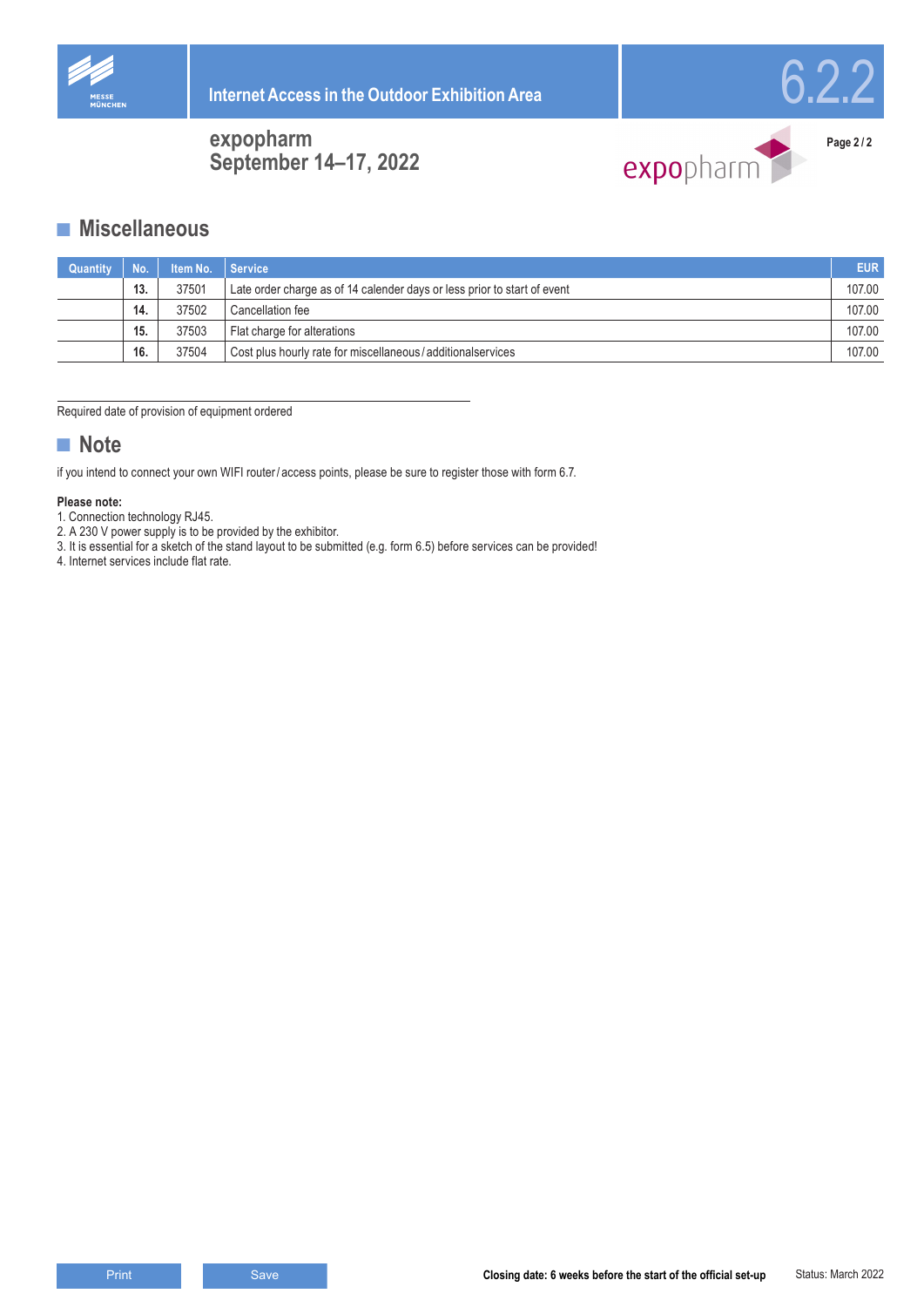# Internet Access in the Outdoor Exhibition Area

6.2.2

**expopharm**
**September 14–17, 2022**

## Miscellaneous

| Quantity | No. | Item No. | Service | EUR |
|---|---|---|---|---|
| | **13.** | 37501 | Late order charge as of 14 calender days or less prior to start of event | 107.00 |
| | **14.** | 37502 | Cancellation fee | 107.00 |
| | **15.** | 37503 | Flat charge for alterations | 107.00 |
| | **16.** | 37504 | Cost plus hourly rate for miscellaneous / additionalservices | 107.00 |

Required date of provision of equipment ordered

## Note

if you intend to connect your own WIFI router / access points, please be sure to register those with form 6.7.

**Please note:**

1. Connection technology RJ45.
2. A 230 V power supply is to be provided by the exhibitor.
3. It is essential for a sketch of the stand layout to be submitted (e.g. form 6.5) before services can be provided!
4. Internet services include flat rate.

Print Save

**Closing date: 6 weeks before the start of the official set-up** Status: March 2022